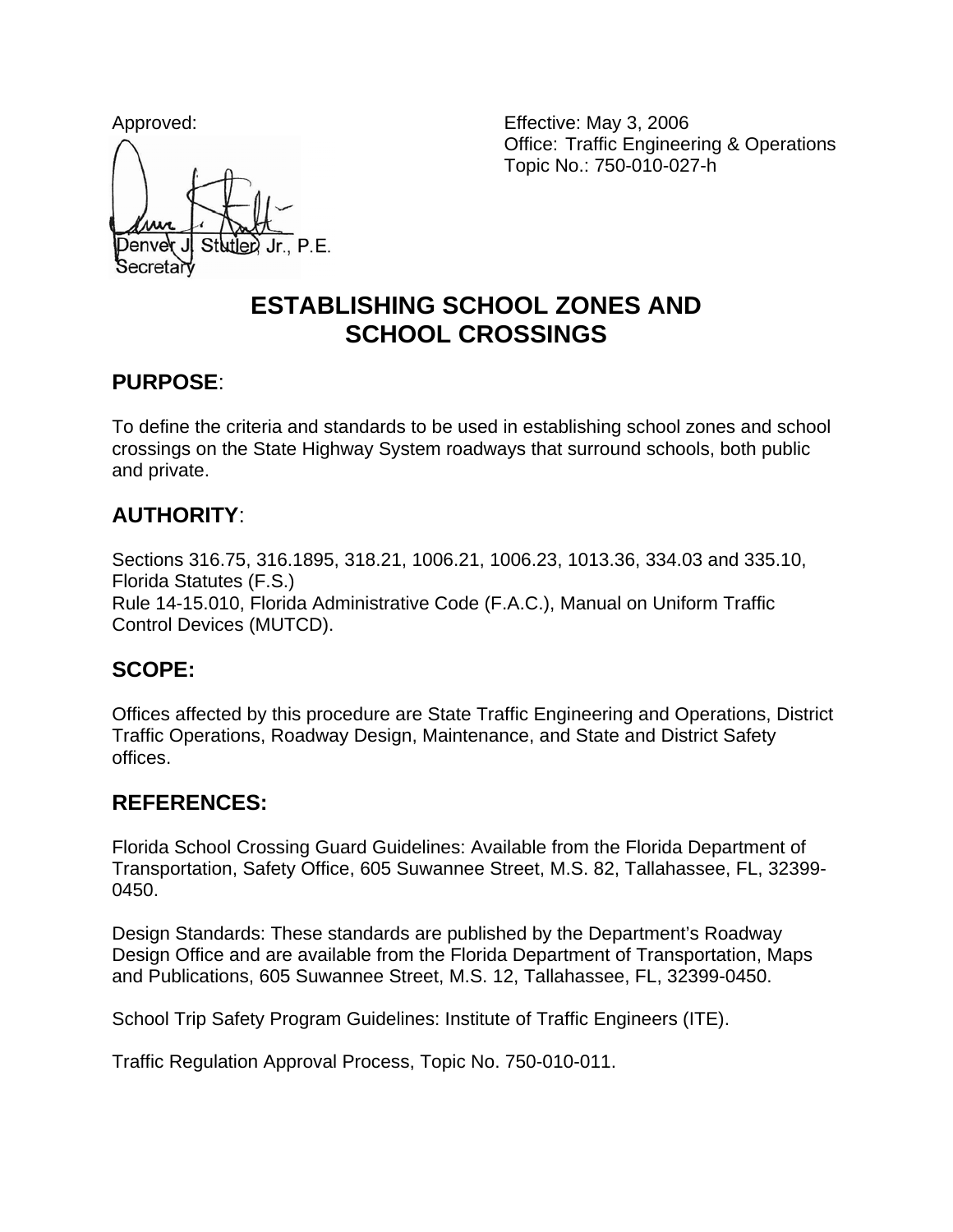Approved:

Denver J. Stutler, Jr., P.E.
Secretary

Effective: May 3, 2006
Office: Traffic Engineering & Operations
Topic No.: 750-010-027-h

# ESTABLISHING SCHOOL ZONES AND SCHOOL CROSSINGS

## PURPOSE:

To define the criteria and standards to be used in establishing school zones and school crossings on the State Highway System roadways that surround schools, both public and private.

## AUTHORITY:

Sections 316.75, 316.1895, 318.21, 1006.21, 1006.23, 1013.36, 334.03 and 335.10, Florida Statutes (F.S.)
Rule 14-15.010, Florida Administrative Code (F.A.C.), Manual on Uniform Traffic Control Devices (MUTCD).

## SCOPE:

Offices affected by this procedure are State Traffic Engineering and Operations, District Traffic Operations, Roadway Design, Maintenance, and State and District Safety offices.

## REFERENCES:

Florida School Crossing Guard Guidelines: Available from the Florida Department of Transportation, Safety Office, 605 Suwannee Street, M.S. 82, Tallahassee, FL, 32399-0450.

Design Standards: These standards are published by the Department's Roadway Design Office and are available from the Florida Department of Transportation, Maps and Publications, 605 Suwannee Street, M.S. 12, Tallahassee, FL, 32399-0450.

School Trip Safety Program Guidelines: Institute of Traffic Engineers (ITE).

Traffic Regulation Approval Process, Topic No. 750-010-011.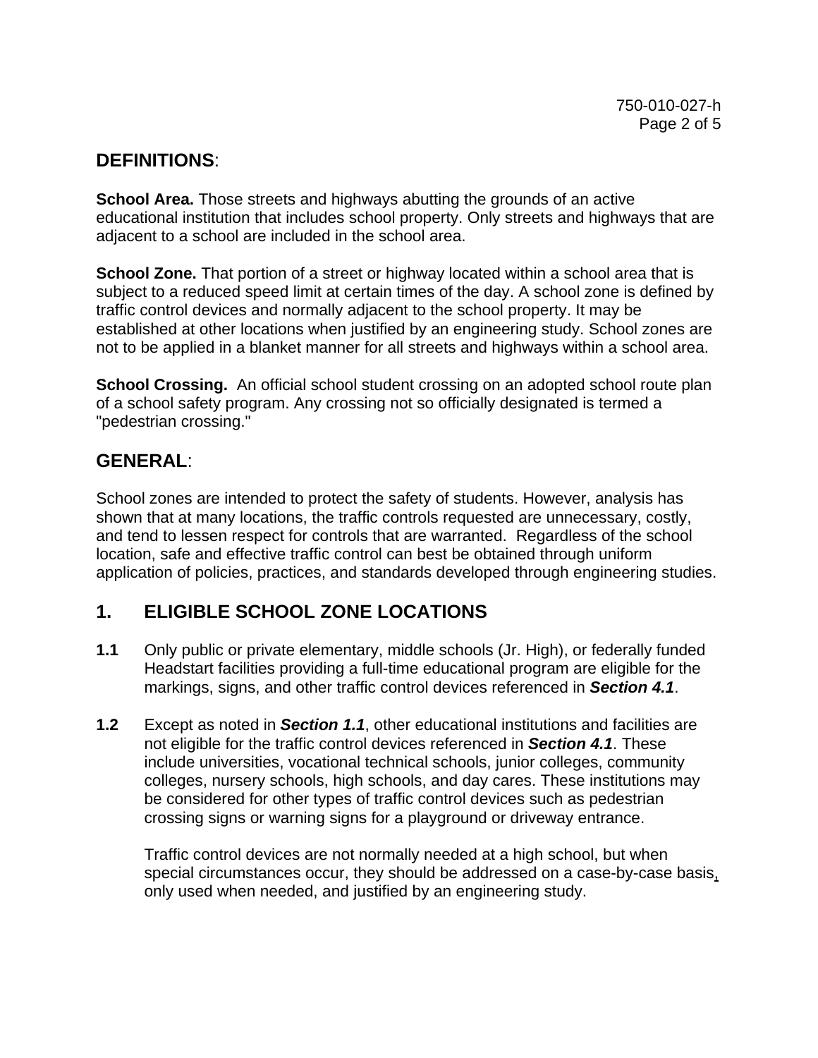## DEFINITIONS:

**School Area.** Those streets and highways abutting the grounds of an active educational institution that includes school property. Only streets and highways that are adjacent to a school are included in the school area.

**School Zone.** That portion of a street or highway located within a school area that is subject to a reduced speed limit at certain times of the day. A school zone is defined by traffic control devices and normally adjacent to the school property. It may be established at other locations when justified by an engineering study. School zones are not to be applied in a blanket manner for all streets and highways within a school area.

**School Crossing.** An official school student crossing on an adopted school route plan of a school safety program. Any crossing not so officially designated is termed a "pedestrian crossing."

## GENERAL:

School zones are intended to protect the safety of students. However, analysis has shown that at many locations, the traffic controls requested are unnecessary, costly, and tend to lessen respect for controls that are warranted. Regardless of the school location, safe and effective traffic control can best be obtained through uniform application of policies, practices, and standards developed through engineering studies.

## 1. ELIGIBLE SCHOOL ZONE LOCATIONS

**1.1** Only public or private elementary, middle schools (Jr. High), or federally funded Headstart facilities providing a full-time educational program are eligible for the markings, signs, and other traffic control devices referenced in ***Section 4.1***.

**1.2** Except as noted in ***Section 1.1***, other educational institutions and facilities are not eligible for the traffic control devices referenced in ***Section 4.1***. These include universities, vocational technical schools, junior colleges, community colleges, nursery schools, high schools, and day cares. These institutions may be considered for other types of traffic control devices such as pedestrian crossing signs or warning signs for a playground or driveway entrance.

Traffic control devices are not normally needed at a high school, but when special circumstances occur, they should be addressed on a case-by-case basis, only used when needed, and justified by an engineering study.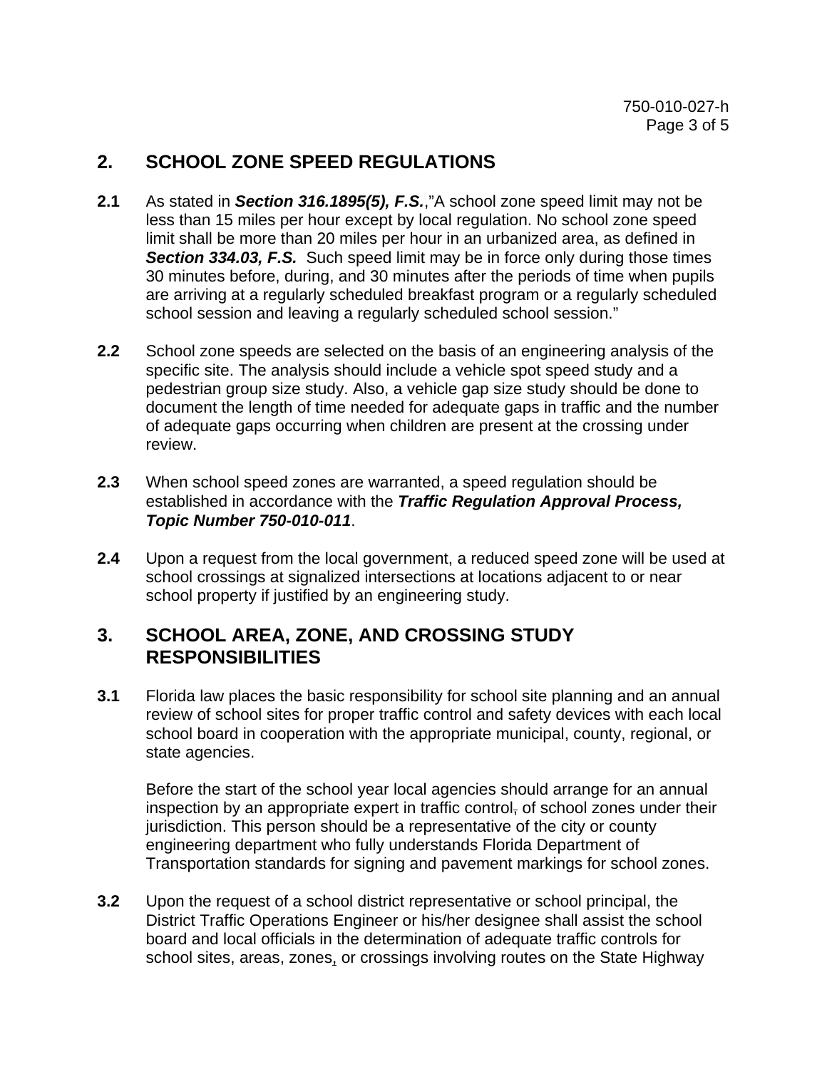## 2. SCHOOL ZONE SPEED REGULATIONS

**2.1** As stated in ***Section 316.1895(5), F.S.***,"A school zone speed limit may not be less than 15 miles per hour except by local regulation. No school zone speed limit shall be more than 20 miles per hour in an urbanized area, as defined in ***Section 334.03, F.S.*** Such speed limit may be in force only during those times 30 minutes before, during, and 30 minutes after the periods of time when pupils are arriving at a regularly scheduled breakfast program or a regularly scheduled school session and leaving a regularly scheduled school session."

**2.2** School zone speeds are selected on the basis of an engineering analysis of the specific site. The analysis should include a vehicle spot speed study and a pedestrian group size study. Also, a vehicle gap size study should be done to document the length of time needed for adequate gaps in traffic and the number of adequate gaps occurring when children are present at the crossing under review.

**2.3** When school speed zones are warranted, a speed regulation should be established in accordance with the ***Traffic Regulation Approval Process, Topic Number 750-010-011***.

**2.4** Upon a request from the local government, a reduced speed zone will be used at school crossings at signalized intersections at locations adjacent to or near school property if justified by an engineering study.

## 3. SCHOOL AREA, ZONE, AND CROSSING STUDY RESPONSIBILITIES

**3.1** Florida law places the basic responsibility for school site planning and an annual review of school sites for proper traffic control and safety devices with each local school board in cooperation with the appropriate municipal, county, regional, or state agencies.

Before the start of the school year local agencies should arrange for an annual inspection by an appropriate expert in traffic control, of school zones under their jurisdiction. This person should be a representative of the city or county engineering department who fully understands Florida Department of Transportation standards for signing and pavement markings for school zones.

**3.2** Upon the request of a school district representative or school principal, the District Traffic Operations Engineer or his/her designee shall assist the school board and local officials in the determination of adequate traffic controls for school sites, areas, zones, or crossings involving routes on the State Highway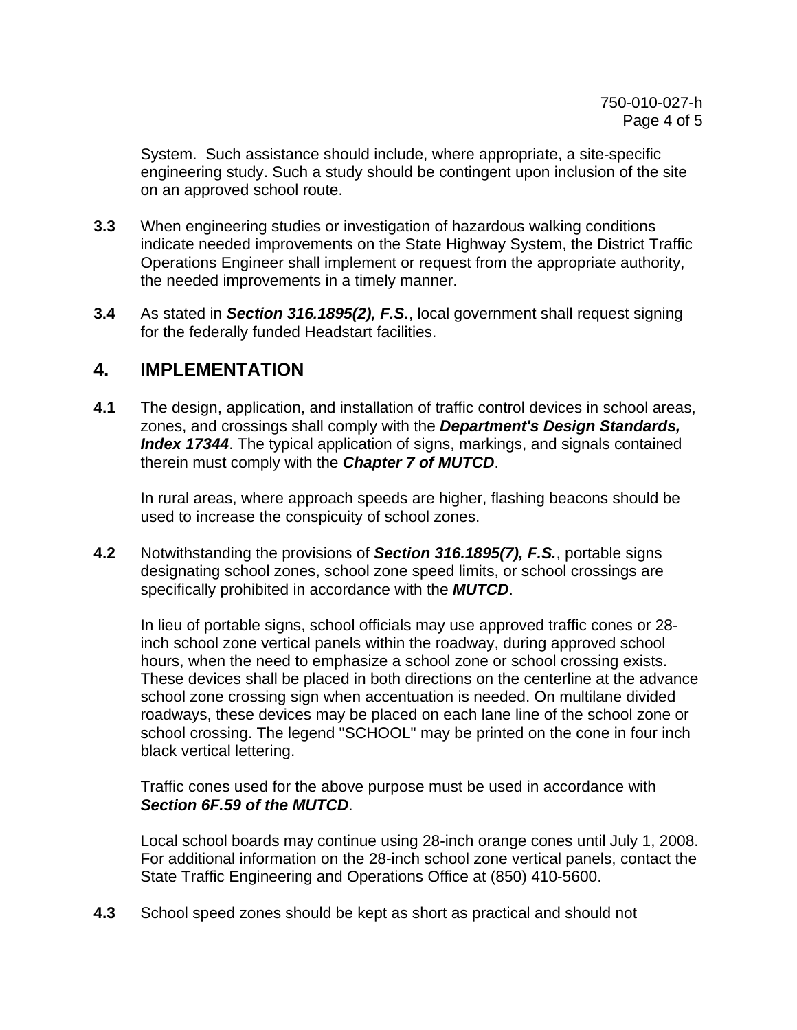System. Such assistance should include, where appropriate, a site-specific engineering study. Such a study should be contingent upon inclusion of the site on an approved school route.

**3.3** When engineering studies or investigation of hazardous walking conditions indicate needed improvements on the State Highway System, the District Traffic Operations Engineer shall implement or request from the appropriate authority, the needed improvements in a timely manner.

**3.4** As stated in ***Section 316.1895(2), F.S.***, local government shall request signing for the federally funded Headstart facilities.

## 4. IMPLEMENTATION

**4.1** The design, application, and installation of traffic control devices in school areas, zones, and crossings shall comply with the ***Department's Design Standards, Index 17344***. The typical application of signs, markings, and signals contained therein must comply with the ***Chapter 7 of MUTCD***.

In rural areas, where approach speeds are higher, flashing beacons should be used to increase the conspicuity of school zones.

**4.2** Notwithstanding the provisions of ***Section 316.1895(7), F.S.***, portable signs designating school zones, school zone speed limits, or school crossings are specifically prohibited in accordance with the ***MUTCD***.

In lieu of portable signs, school officials may use approved traffic cones or 28-inch school zone vertical panels within the roadway, during approved school hours, when the need to emphasize a school zone or school crossing exists. These devices shall be placed in both directions on the centerline at the advance school zone crossing sign when accentuation is needed. On multilane divided roadways, these devices may be placed on each lane line of the school zone or school crossing. The legend "SCHOOL" may be printed on the cone in four inch black vertical lettering.

Traffic cones used for the above purpose must be used in accordance with ***Section 6F.59 of the MUTCD***.

Local school boards may continue using 28-inch orange cones until July 1, 2008. For additional information on the 28-inch school zone vertical panels, contact the State Traffic Engineering and Operations Office at (850) 410-5600.

**4.3** School speed zones should be kept as short as practical and should not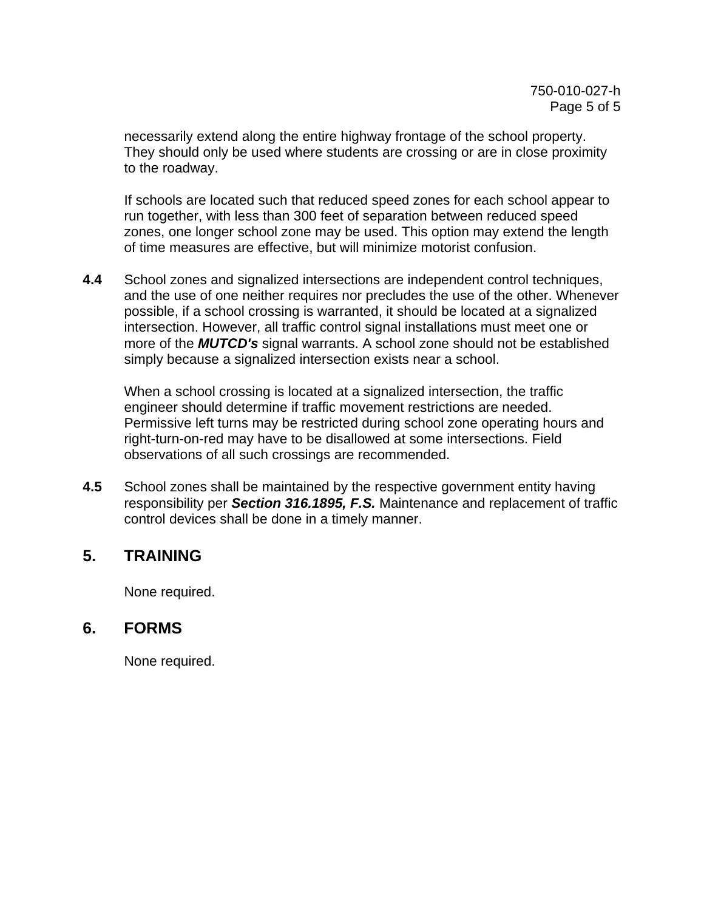necessarily extend along the entire highway frontage of the school property. They should only be used where students are crossing or are in close proximity to the roadway.

If schools are located such that reduced speed zones for each school appear to run together, with less than 300 feet of separation between reduced speed zones, one longer school zone may be used. This option may extend the length of time measures are effective, but will minimize motorist confusion.

**4.4** School zones and signalized intersections are independent control techniques, and the use of one neither requires nor precludes the use of the other. Whenever possible, if a school crossing is warranted, it should be located at a signalized intersection. However, all traffic control signal installations must meet one or more of the ***MUTCD's*** signal warrants. A school zone should not be established simply because a signalized intersection exists near a school.

When a school crossing is located at a signalized intersection, the traffic engineer should determine if traffic movement restrictions are needed. Permissive left turns may be restricted during school zone operating hours and right-turn-on-red may have to be disallowed at some intersections. Field observations of all such crossings are recommended.

**4.5** School zones shall be maintained by the respective government entity having responsibility per ***Section 316.1895, F.S.*** Maintenance and replacement of traffic control devices shall be done in a timely manner.

## 5. TRAINING

None required.

## 6. FORMS

None required.